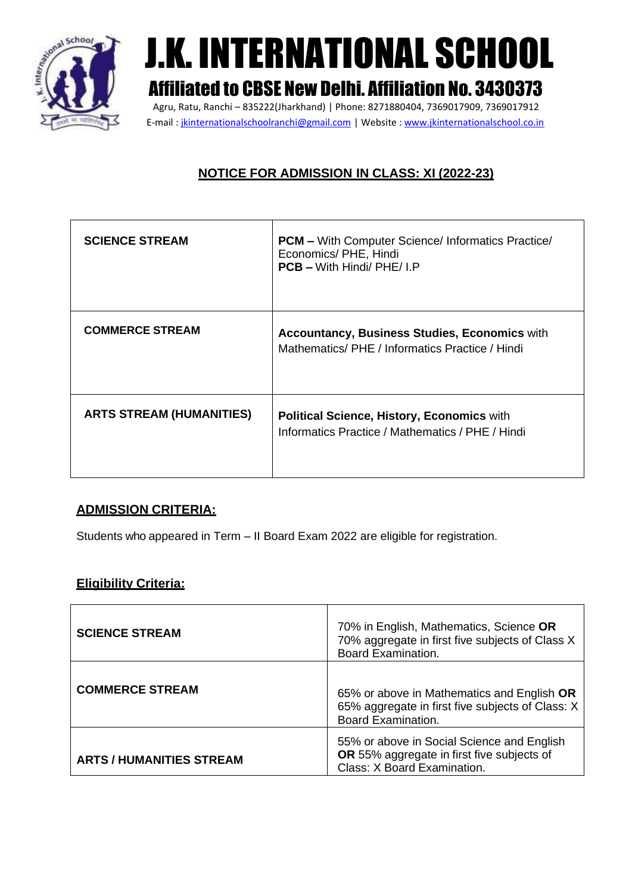# J.K. INTERNATIONAL SCHOOL

## Affiliated to CBSE New Delhi. Affiliation No. 3430373

Agru, Ratu, Ranchi – 835222(Jharkhand) | Phone: 8271880404, 7369017909, 7369017912

E-mail : jkinternationalschoolranchi@gmail.com | Website : www.jkinternationalschool.co.in

## NOTICE FOR ADMISSION IN CLASS: XI (2022-23)

| | |
|---|---|
| **SCIENCE STREAM** | **PCM –** With Computer Science/ Informatics Practice/ Economics/ PHE, Hindi<br>**PCB –** With Hindi/ PHE/ I.P |
| **COMMERCE STREAM** | **Accountancy, Business Studies, Economics** with Mathematics/ PHE / Informatics Practice / Hindi |
| **ARTS STREAM (HUMANITIES)** | **Political Science, History, Economics** with Informatics Practice / Mathematics / PHE / Hindi |

### ADMISSION CRITERIA:

Students who appeared in Term – II Board Exam 2022 are eligible for registration.

### Eligibility Criteria:

| | |
|---|---|
| **SCIENCE STREAM** | 70% in English, Mathematics, Science **OR** 70% aggregate in first five subjects of Class X Board Examination. |
| **COMMERCE STREAM** | 65% or above in Mathematics and English **OR** 65% aggregate in first five subjects of Class: X Board Examination. |
| **ARTS / HUMANITIES STREAM** | 55% or above in Social Science and English **OR** 55% aggregate in first five subjects of Class: X Board Examination. |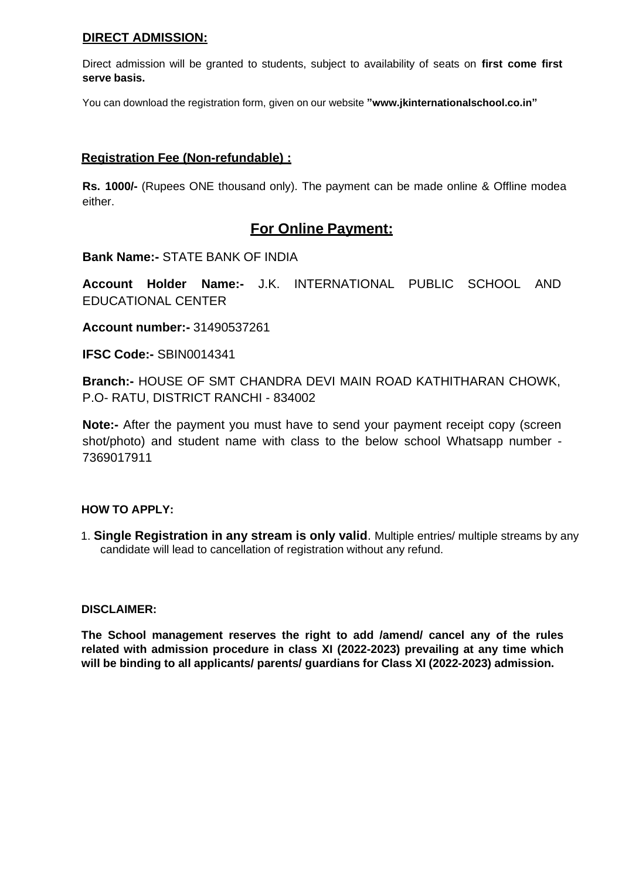**DIRECT ADMISSION:**

Direct admission will be granted to students, subject to availability of seats on **first come first serve basis.**

You can download the registration form, given on our website **"www.jkinternationalschool.co.in"**

**Registration Fee (Non-refundable) :**

**Rs. 1000/-** (Rupees ONE thousand only). The payment can be made online & Offline modea either.

## For Online Payment:

**Bank Name:-** STATE BANK OF INDIA

**Account Holder Name:-** J.K. INTERNATIONAL PUBLIC SCHOOL AND EDUCATIONAL CENTER

**Account number:-** 31490537261

**IFSC Code:-** SBIN0014341

**Branch:-** HOUSE OF SMT CHANDRA DEVI MAIN ROAD KATHITHARAN CHOWK, P.O- RATU, DISTRICT RANCHI - 834002

**Note:-** After the payment you must have to send your payment receipt copy (screen shot/photo) and student name with class to the below school Whatsapp number - 7369017911

**HOW TO APPLY:**

1. **Single Registration in any stream is only valid**. Multiple entries/ multiple streams by any candidate will lead to cancellation of registration without any refund.

**DISCLAIMER:**

**The School management reserves the right to add /amend/ cancel any of the rules related with admission procedure in class XI (2022-2023) prevailing at any time which will be binding to all applicants/ parents/ guardians for Class XI (2022-2023) admission.**